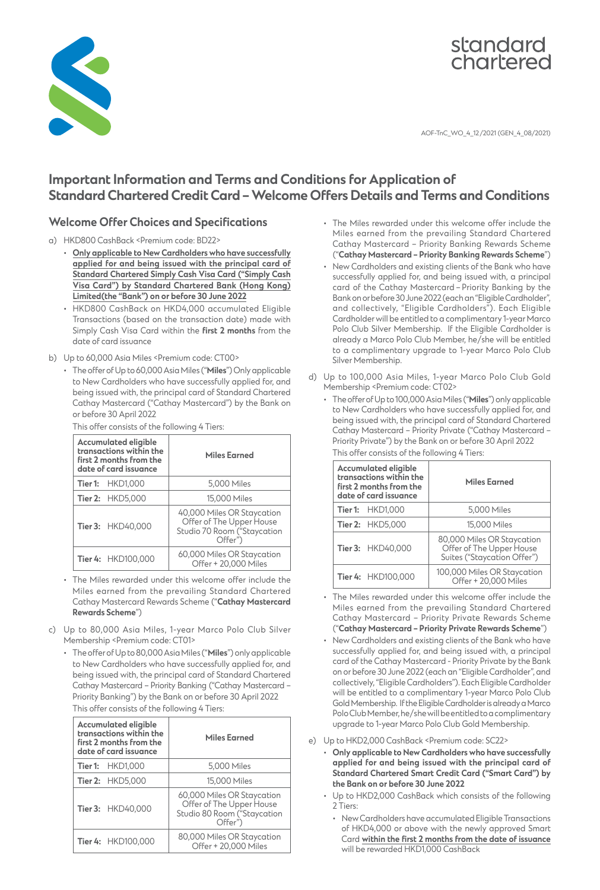AOF-TnC_WO_4_12/2021 (GEN_4_08/2021)

# Important Information and Terms and Conditions for Application of Standard Chartered Credit Card – Welcome Offers Details and Terms and Conditions

## Welcome Offer Choices and Specifications

a) HKD800 CashBack <Premium code: BD22>

- **Only applicable to New Cardholders who have successfully applied for and being issued with the principal card of Standard Chartered Simply Cash Visa Card ("Simply Cash Visa Card") by Standard Chartered Bank (Hong Kong) Limited(the "Bank") on or before 30 June 2022**
- HKD800 CashBack on HKD4,000 accumulated Eligible Transactions (based on the transaction date) made with Simply Cash Visa Card within the **first 2 months** from the date of card issuance

b) Up to 60,000 Asia Miles <Premium code: CT00>

- The offer of Up to 60,000 Asia Miles ("**Miles**") Only applicable to New Cardholders who have successfully applied for, and being issued with, the principal card of Standard Chartered Cathay Mastercard ("Cathay Mastercard") by the Bank on or before 30 April 2022

  This offer consists of the following 4 Tiers:

| Accumulated eligible transactions within the first 2 months from the date of card issuance | Miles Earned |
|---|---|
| **Tier 1:** HKD1,000 | 5,000 Miles |
| **Tier 2:** HKD5,000 | 15,000 Miles |
| **Tier 3:** HKD40,000 | 40,000 Miles OR Staycation Offer of The Upper House Studio 70 Room ("Staycation Offer") |
| **Tier 4:** HKD100,000 | 60,000 Miles OR Staycation Offer + 20,000 Miles |

- The Miles rewarded under this welcome offer include the Miles earned from the prevailing Standard Chartered Cathay Mastercard Rewards Scheme ("**Cathay Mastercard Rewards Scheme**")

c) Up to 80,000 Asia Miles, 1-year Marco Polo Club Silver Membership <Premium code: CT01>

- The offer of Up to 80,000 Asia Miles ("**Miles**") only applicable to New Cardholders who have successfully applied for, and being issued with, the principal card of Standard Chartered Cathay Mastercard – Priority Banking ("Cathay Mastercard – Priority Banking") by the Bank on or before 30 April 2022

  This offer consists of the following 4 Tiers:

| Accumulated eligible transactions within the first 2 months from the date of card issuance | Miles Earned |
|---|---|
| **Tier 1:** HKD1,000 | 5,000 Miles |
| **Tier 2:** HKD5,000 | 15,000 Miles |
| **Tier 3:** HKD40,000 | 60,000 Miles OR Staycation Offer of The Upper House Studio 80 Room ("Staycation Offer") |
| **Tier 4:** HKD100,000 | 80,000 Miles OR Staycation Offer + 20,000 Miles |

- The Miles rewarded under this welcome offer include the Miles earned from the prevailing Standard Chartered Cathay Mastercard – Priority Banking Rewards Scheme ("**Cathay Mastercard – Priority Banking Rewards Scheme**")
- New Cardholders and existing clients of the Bank who have successfully applied for, and being issued with, a principal card of the Cathay Mastercard – Priority Banking by the Bank on or before 30 June 2022 (each an "Eligible Cardholder", and collectively, "Eligible Cardholders"). Each Eligible Cardholder will be entitled to a complimentary 1-year Marco Polo Club Silver Membership. If the Eligible Cardholder is already a Marco Polo Club Member, he/she will be entitled to a complimentary upgrade to 1-year Marco Polo Club Silver Membership.

d) Up to 100,000 Asia Miles, 1-year Marco Polo Club Gold Membership <Premium code: CT02>

- The offer of Up to 100,000 Asia Miles ("**Miles**") only applicable to New Cardholders who have successfully applied for, and being issued with, the principal card of Standard Chartered Cathay Mastercard – Priority Private ("Cathay Mastercard – Priority Private") by the Bank on or before 30 April 2022

  This offer consists of the following 4 Tiers:

| Accumulated eligible transactions within the first 2 months from the date of card issuance | Miles Earned |
|---|---|
| **Tier 1:** HKD1,000 | 5,000 Miles |
| **Tier 2:** HKD5,000 | 15,000 Miles |
| **Tier 3:** HKD40,000 | 80,000 Miles OR Staycation Offer of The Upper House Suites ("Staycation Offer") |
| **Tier 4:** HKD100,000 | 100,000 Miles OR Staycation Offer + 20,000 Miles |

- The Miles rewarded under this welcome offer include the Miles earned from the prevailing Standard Chartered Cathay Mastercard – Priority Private Rewards Scheme ("**Cathay Mastercard – Priority Private Rewards Scheme**")
- New Cardholders and existing clients of the Bank who have successfully applied for, and being issued with, a principal card of the Cathay Mastercard - Priority Private by the Bank on or before 30 June 2022 (each an "Eligible Cardholder", and collectively, "Eligible Cardholders"). Each Eligible Cardholder will be entitled to a complimentary 1-year Marco Polo Club Gold Membership. If the Eligible Cardholder is already a Marco Polo Club Member, he/she will be entitled to a complimentary upgrade to 1-year Marco Polo Club Gold Membership.

e) Up to HKD2,000 CashBack <Premium code: SC22>

- **Only applicable to New Cardholders who have successfully applied for and being issued with the principal card of Standard Chartered Smart Credit Card ("Smart Card") by the Bank on or before 30 June 2022**
- Up to HKD2,000 CashBack which consists of the following 2 Tiers:
  - New Cardholders have accumulated Eligible Transactions of HKD4,000 or above with the newly approved Smart Card **within the first 2 months from the date of issuance** will be rewarded HKD1,000 CashBack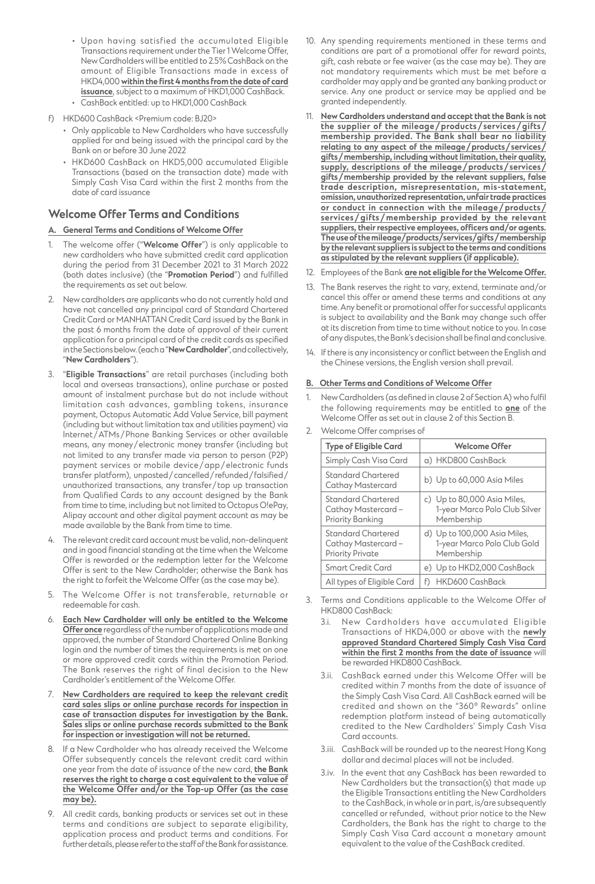- Upon having satisfied the accumulated Eligible Transactions requirement under the Tier 1 Welcome Offer, New Cardholders will be entitled to 2.5% CashBack on the amount of Eligible Transactions made in excess of HKD4,000 **within the first 4 months from the date of card issuance**, subject to a maximum of HKD1,000 CashBack.
- CashBack entitled: up to HKD1,000 CashBack

f) HKD600 CashBack <Premium code: BJ20>

- Only applicable to New Cardholders who have successfully applied for and being issued with the principal card by the Bank on or before 30 June 2022
- HKD600 CashBack on HKD5,000 accumulated Eligible Transactions (based on the transaction date) made with Simply Cash Visa Card within the first 2 months from the date of card issuance

## Welcome Offer Terms and Conditions

### A. General Terms and Conditions of Welcome Offer

1. The welcome offer ("**Welcome Offer**") is only applicable to new cardholders who have submitted credit card application during the period from 31 December 2021 to 31 March 2022 (both dates inclusive) (the "**Promotion Period**") and fulfilled the requirements as set out below.
2. New cardholders are applicants who do not currently hold and have not cancelled any principal card of Standard Chartered Credit Card or MANHATTAN Credit Card issued by the Bank in the past 6 months from the date of approval of their current application for a principal card of the credit cards as specified in the Sections below. (each a "**New Cardholder**", and collectively, "**New Cardholders**").
3. "**Eligible Transactions**" are retail purchases (including both local and overseas transactions), online purchase or posted amount of instalment purchase but do not include without limitation cash advances, gambling tokens, insurance payment, Octopus Automatic Add Value Service, bill payment (including but without limitation tax and utilities payment) via Internet / ATMs / Phone Banking Services or other available means, any money / electronic money transfer (including but not limited to any transfer made via person to person (P2P) payment services or mobile device / app / electronic funds transfer platform), unposted / cancelled / refunded / falsified / unauthorized transactions, any transfer / top up transaction from Qualified Cards to any account designed by the Bank from time to time, including but not limited to Octopus O!ePay, Alipay account and other digital payment account as may be made available by the Bank from time to time.
4. The relevant credit card account must be valid, non-delinquent and in good financial standing at the time when the Welcome Offer is rewarded or the redemption letter for the Welcome Offer is sent to the New Cardholder; otherwise the Bank has the right to forfeit the Welcome Offer (as the case may be).
5. The Welcome Offer is not transferable, returnable or redeemable for cash.
6. **Each New Cardholder will only be entitled to the Welcome Offer once** regardless of the number of applications made and approved, the number of Standard Chartered Online Banking login and the number of times the requirements is met on one or more approved credit cards within the Promotion Period. The Bank reserves the right of final decision to the New Cardholder's entitlement of the Welcome Offer.
7. **New Cardholders are required to keep the relevant credit card sales slips or online purchase records for inspection in case of transaction disputes for investigation by the Bank. Sales slips or online purchase records submitted to the Bank for inspection or investigation will not be returned.**
8. If a New Cardholder who has already received the Welcome Offer subsequently cancels the relevant credit card within one year from the date of issuance of the new card, **the Bank reserves the right to charge a cost equivalent to the value of the Welcome Offer and/or the Top-up Offer (as the case may be).**
9. All credit cards, banking products or services set out in these terms and conditions are subject to separate eligibility, application process and product terms and conditions. For further details, please refer to the staff of the Bank for assistance.
10. Any spending requirements mentioned in these terms and conditions are part of a promotional offer for reward points, gift, cash rebate or fee waiver (as the case may be). They are not mandatory requirements which must be met before a cardholder may apply and be granted any banking product or service. Any one product or service may be applied and be granted independently.
11. **New Cardholders understand and accept that the Bank is not the supplier of the mileage / products / services / gifts / membership provided. The Bank shall bear no liability relating to any aspect of the mileage / products / services / gifts / membership, including without limitation, their quality, supply, descriptions of the mileage / products / services / gifts / membership provided by the relevant suppliers, false trade description, misrepresentation, mis-statement, omission, unauthorized representation, unfair trade practices or conduct in connection with the mileage / products / services / gifts / membership provided by the relevant suppliers, their respective employees, officers and/or agents. The use of the mileage/products/services/gifts / membership by the relevant suppliers is subject to the terms and conditions as stipulated by the relevant suppliers (if applicable).**
12. Employees of the Bank **are not eligible for the Welcome Offer.**
13. The Bank reserves the right to vary, extend, terminate and/or cancel this offer or amend these terms and conditions at any time. Any benefit or promotional offer for successful applicants is subject to availability and the Bank may change such offer at its discretion from time to time without notice to you. In case of any disputes, the Bank's decision shall be final and conclusive.
14. If there is any inconsistency or conflict between the English and the Chinese versions, the English version shall prevail.

### B. Other Terms and Conditions of Welcome Offer

1. New Cardholders (as defined in clause 2 of Section A) who fulfil the following requirements may be entitled to **one** of the Welcome Offer as set out in clause 2 of this Section B.
2. Welcome Offer comprises of

| Type of Eligible Card | Welcome Offer |
| --- | --- |
| Simply Cash Visa Card | a) HKD800 CashBack |
| Standard Chartered Cathay Mastercard | b) Up to 60,000 Asia Miles |
| Standard Chartered Cathay Mastercard – Priority Banking | c) Up to 80,000 Asia Miles, 1-year Marco Polo Club Silver Membership |
| Standard Chartered Cathay Mastercard – Priority Private | d) Up to 100,000 Asia Miles, 1-year Marco Polo Club Gold Membership |
| Smart Credit Card | e) Up to HKD2,000 CashBack |
| All types of Eligible Card | f) HKD600 CashBack |

3. Terms and Conditions applicable to the Welcome Offer of HKD800 CashBack:
   - 3.i. New Cardholders have accumulated Eligible Transactions of HKD4,000 or above with the **newly approved Standard Chartered Simply Cash Visa Card within the first 2 months from the date of issuance** will be rewarded HKD800 CashBack.
   - 3.ii. CashBack earned under this Welcome Offer will be credited within 7 months from the date of issuance of the Simply Cash Visa Card. All CashBack earned will be credited and shown on the "360° Rewards" online redemption platform instead of being automatically credited to the New Cardholders' Simply Cash Visa Card accounts.
   - 3.iii. CashBack will be rounded up to the nearest Hong Kong dollar and decimal places will not be included.
   - 3.iv. In the event that any CashBack has been rewarded to New Cardholders but the transaction(s) that made up the Eligible Transactions entitling the New Cardholders to the CashBack, in whole or in part, is/are subsequently cancelled or refunded, without prior notice to the New Cardholders, the Bank has the right to charge to the Simply Cash Visa Card account a monetary amount equivalent to the value of the CashBack credited.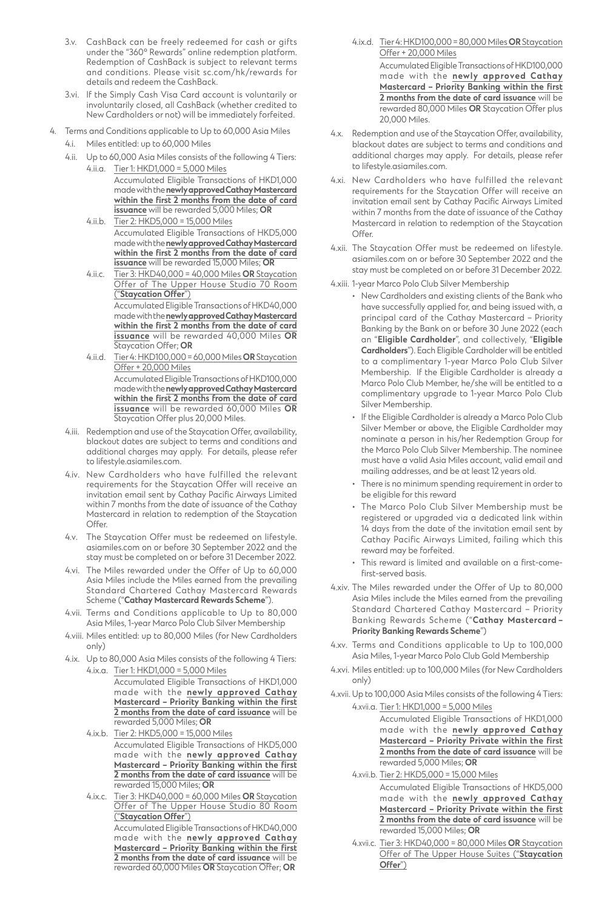- 3.v. CashBack can be freely redeemed for cash or gifts under the "360° Rewards" online redemption platform. Redemption of CashBack is subject to relevant terms and conditions. Please visit sc.com/hk/rewards for details and redeem the CashBack.
- 3.vi. If the Simply Cash Visa Card account is voluntarily or involuntarily closed, all CashBack (whether credited to New Cardholders or not) will be immediately forfeited.

4. Terms and Conditions applicable to Up to 60,000 Asia Miles
   - 4.i. Miles entitled: up to 60,000 Miles
   - 4.ii. Up to 60,000 Asia Miles consists of the following 4 Tiers:
     - 4.ii.a. Tier 1: HKD1,000 = 5,000 Miles
       Accumulated Eligible Transactions of HKD1,000 made with the **newly approved Cathay Mastercard within the first 2 months from the date of card issuance** will be rewarded 5,000 Miles; **OR**
     - 4.ii.b. Tier 2: HKD5,000 = 15,000 Miles
       Accumulated Eligible Transactions of HKD5,000 made with the **newly approved Cathay Mastercard within the first 2 months from the date of card issuance** will be rewarded 15,000 Miles; **OR**
     - 4.ii.c. Tier 3: HKD40,000 = 40,000 Miles **OR** Staycation Offer of The Upper House Studio 70 Room ("**Staycation Offer**")
       Accumulated Eligible Transactions of HKD40,000 made with the **newly approved Cathay Mastercard within the first 2 months from the date of card issuance** will be rewarded 40,000 Miles **OR** Staycation Offer; **OR**
     - 4.ii.d. Tier 4: HKD100,000 = 60,000 Miles **OR** Staycation Offer + 20,000 Miles
       Accumulated Eligible Transactions of HKD100,000 made with the **newly approved Cathay Mastercard within the first 2 months from the date of card issuance** will be rewarded 60,000 Miles **OR** Staycation Offer plus 20,000 Miles.
   - 4.iii. Redemption and use of the Staycation Offer, availability, blackout dates are subject to terms and conditions and additional charges may apply. For details, please refer to lifestyle.asiamiles.com.
   - 4.iv. New Cardholders who have fulfilled the relevant requirements for the Staycation Offer will receive an invitation email sent by Cathay Pacific Airways Limited within 7 months from the date of issuance of the Cathay Mastercard in relation to redemption of the Staycation Offer.
   - 4.v. The Staycation Offer must be redeemed on lifestyle.asiamiles.com on or before 30 September 2022 and the stay must be completed on or before 31 December 2022.
   - 4.vi. The Miles rewarded under the Offer of Up to 60,000 Asia Miles include the Miles earned from the prevailing Standard Chartered Cathay Mastercard Rewards Scheme ("**Cathay Mastercard Rewards Scheme**").
   - 4.vii. Terms and Conditions applicable to Up to 80,000 Asia Miles, 1-year Marco Polo Club Silver Membership
   - 4.viii. Miles entitled: up to 80,000 Miles (for New Cardholders only)
   - 4.ix. Up to 80,000 Asia Miles consists of the following 4 Tiers:
     - 4.ix.a. Tier 1: HKD1,000 = 5,000 Miles
       Accumulated Eligible Transactions of HKD1,000 made with the **newly approved Cathay Mastercard – Priority Banking within the first 2 months from the date of card issuance** will be rewarded 5,000 Miles; **OR**
     - 4.ix.b. Tier 2: HKD5,000 = 15,000 Miles
       Accumulated Eligible Transactions of HKD5,000 made with the **newly approved Cathay Mastercard – Priority Banking within the first 2 months from the date of card issuance** will be rewarded 15,000 Miles; **OR**
     - 4.ix.c. Tier 3: HKD40,000 = 60,000 Miles **OR** Staycation Offer of The Upper House Studio 80 Room ("**Staycation Offer**")
       Accumulated Eligible Transactions of HKD40,000 made with the **newly approved Cathay Mastercard – Priority Banking within the first 2 months from the date of card issuance** will be rewarded 60,000 Miles **OR** Staycation Offer; **OR**
     - 4.ix.d. Tier 4: HKD100,000 = 80,000 Miles **OR** Staycation Offer + 20,000 Miles
       Accumulated Eligible Transactions of HKD100,000 made with the **newly approved Cathay Mastercard – Priority Banking within the first 2 months from the date of card issuance** will be rewarded 80,000 Miles **OR** Staycation Offer plus 20,000 Miles.
   - 4.x. Redemption and use of the Staycation Offer, availability, blackout dates are subject to terms and conditions and additional charges may apply. For details, please refer to lifestyle.asiamiles.com.
   - 4.xi. New Cardholders who have fulfilled the relevant requirements for the Staycation Offer will receive an invitation email sent by Cathay Pacific Airways Limited within 7 months from the date of issuance of the Cathay Mastercard in relation to redemption of the Staycation Offer.
   - 4.xii. The Staycation Offer must be redeemed on lifestyle.asiamiles.com on or before 30 September 2022 and the stay must be completed on or before 31 December 2022.
   - 4.xiii. 1-year Marco Polo Club Silver Membership
     - New Cardholders and existing clients of the Bank who have successfully applied for, and being issued with, a principal card of the Cathay Mastercard – Priority Banking by the Bank on or before 30 June 2022 (each an "**Eligible Cardholder**", and collectively, "**Eligible Cardholders**"). Each Eligible Cardholder will be entitled to a complimentary 1-year Marco Polo Club Silver Membership. If the Eligible Cardholder is already a Marco Polo Club Member, he/she will be entitled to a complimentary upgrade to 1-year Marco Polo Club Silver Membership.
     - If the Eligible Cardholder is already a Marco Polo Club Silver Member or above, the Eligible Cardholder may nominate a person in his/her Redemption Group for the Marco Polo Club Silver Membership. The nominee must have a valid Asia Miles account, valid email and mailing addresses, and be at least 12 years old.
     - There is no minimum spending requirement in order to be eligible for this reward
     - The Marco Polo Club Silver Membership must be registered or upgraded via a dedicated link within 14 days from the date of the invitation email sent by Cathay Pacific Airways Limited, failing which this reward may be forfeited.
     - This reward is limited and available on a first-come-first-served basis.
   - 4.xiv. The Miles rewarded under the Offer of Up to 80,000 Asia Miles include the Miles earned from the prevailing Standard Chartered Cathay Mastercard – Priority Banking Rewards Scheme ("**Cathay Mastercard – Priority Banking Rewards Scheme**")
   - 4.xv. Terms and Conditions applicable to Up to 100,000 Asia Miles, 1-year Marco Polo Club Gold Membership
   - 4.xvi. Miles entitled: up to 100,000 Miles (for New Cardholders only)
   - 4.xvii. Up to 100,000 Asia Miles consists of the following 4 Tiers:
     - 4.xvii.a. Tier 1: HKD1,000 = 5,000 Miles
       Accumulated Eligible Transactions of HKD1,000 made with the **newly approved Cathay Mastercard – Priority Private within the first 2 months from the date of card issuance** will be rewarded 5,000 Miles; **OR**
     - 4.xvii.b. Tier 2: HKD5,000 = 15,000 Miles
       Accumulated Eligible Transactions of HKD5,000 made with the **newly approved Cathay Mastercard – Priority Private within the first 2 months from the date of card issuance** will be rewarded 15,000 Miles; **OR**
     - 4.xvii.c. Tier 3: HKD40,000 = 80,000 Miles **OR** Staycation Offer of The Upper House Suites ("**Staycation Offer**")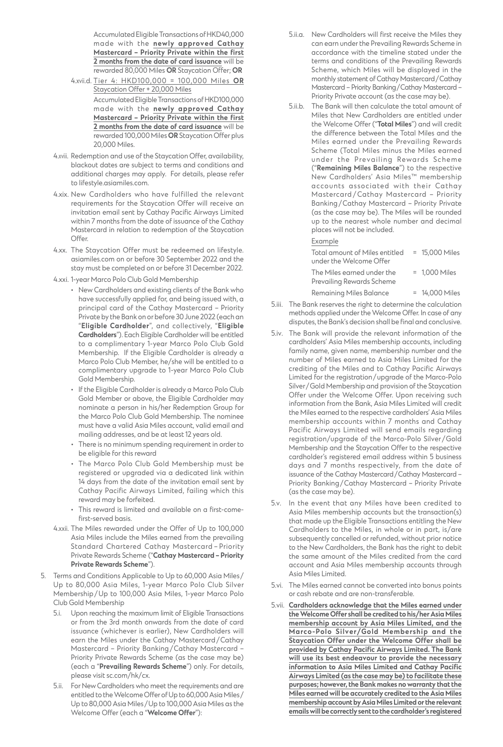Accumulated Eligible Transactions of HKD40,000 made with the **newly approved Cathay Mastercard – Priority Private within the first 2 months from the date of card issuance** will be rewarded 80,000 Miles **OR** Staycation Offer; **OR**

4.xvii.d. Tier 4: HKD100,000 = 100,000 Miles **OR** Staycation Offer + 20,000 Miles

Accumulated Eligible Transactions of HKD100,000 made with the **newly approved Cathay Mastercard – Priority Private within the first 2 months from the date of card issuance** will be rewarded 100,000 Miles **OR** Staycation Offer plus 20,000 Miles.

4.xviii. Redemption and use of the Staycation Offer, availability, blackout dates are subject to terms and conditions and additional charges may apply. For details, please refer to lifestyle.asiamiles.com.

4.xix. New Cardholders who have fulfilled the relevant requirements for the Staycation Offer will receive an invitation email sent by Cathay Pacific Airways Limited within 7 months from the date of issuance of the Cathay Mastercard in relation to redemption of the Staycation Offer.

4.xx. The Staycation Offer must be redeemed on lifestyle.asiamiles.com on or before 30 September 2022 and the stay must be completed on or before 31 December 2022.

4.xxi. 1-year Marco Polo Club Gold Membership

- New Cardholders and existing clients of the Bank who have successfully applied for, and being issued with, a principal card of the Cathay Mastercard – Priority Private by the Bank on or before 30 June 2022 (each an "**Eligible Cardholder**", and collectively, "**Eligible Cardholders**"). Each Eligible Cardholder will be entitled to a complimentary 1-year Marco Polo Club Gold Membership. If the Eligible Cardholder is already a Marco Polo Club Member, he/she will be entitled to a complimentary upgrade to 1-year Marco Polo Club Gold Membership.
- If the Eligible Cardholder is already a Marco Polo Club Gold Member or above, the Eligible Cardholder may nominate a person in his/her Redemption Group for the Marco Polo Club Gold Membership. The nominee must have a valid Asia Miles account, valid email and mailing addresses, and be at least 12 years old.
- There is no minimum spending requirement in order to be eligible for this reward
- The Marco Polo Club Gold Membership must be registered or upgraded via a dedicated link within 14 days from the date of the invitation email sent by Cathay Pacific Airways Limited, failing which this reward may be forfeited.
- This reward is limited and available on a first-come-first-served basis.

4.xxii. The Miles rewarded under the Offer of Up to 100,000 Asia Miles include the Miles earned from the prevailing Standard Chartered Cathay Mastercard – Priority Private Rewards Scheme ("**Cathay Mastercard – Priority Private Rewards Scheme**").

5. Terms and Conditions Applicable to Up to 60,000 Asia Miles / Up to 80,000 Asia Miles, 1-year Marco Polo Club Silver Membership / Up to 100,000 Asia Miles, 1-year Marco Polo Club Gold Membership

5.i. Upon reaching the maximum limit of Eligible Transactions or from the 3rd month onwards from the date of card issuance (whichever is earlier), New Cardholders will earn the Miles under the Cathay Mastercard / Cathay Mastercard – Priority Banking / Cathay Mastercard – Priority Private Rewards Scheme (as the case may be) (each a "**Prevailing Rewards Scheme**") only. For details, please visit sc.com/hk/cx.

5.ii. For New Cardholders who meet the requirements and are entitled to the Welcome Offer of Up to 60,000 Asia Miles / Up to 80,000 Asia Miles / Up to 100,000 Asia Miles as the Welcome Offer (each a "**Welcome Offer**"):

5.ii.a. New Cardholders will first receive the Miles they can earn under the Prevailing Rewards Scheme in accordance with the timeline stated under the terms and conditions of the Prevailing Rewards Scheme, which Miles will be displayed in the monthly statement of Cathay Mastercard / Cathay Mastercard – Priority Banking / Cathay Mastercard – Priority Private account (as the case may be).

5.ii.b. The Bank will then calculate the total amount of Miles that New Cardholders are entitled under the Welcome Offer ("**Total Miles**") and will credit the difference between the Total Miles and the Miles earned under the Prevailing Rewards Scheme (Total Miles minus the Miles earned under the Prevailing Rewards Scheme ("**Remaining Miles Balance**") to the respective New Cardholders' Asia Miles™ membership accounts associated with their Cathay Mastercard / Cathay Mastercard – Priority Banking / Cathay Mastercard – Priority Private (as the case may be). The Miles will be rounded up to the nearest whole number and decimal places will not be included.

Example

| | |
|---|---|
| Total amount of Miles entitled under the Welcome Offer | = 15,000 Miles |
| The Miles earned under the Prevailing Rewards Scheme | = 1,000 Miles |
| Remaining Miles Balance | = 14,000 Miles |

5.iii. The Bank reserves the right to determine the calculation methods applied under the Welcome Offer. In case of any disputes, the Bank's decision shall be final and conclusive.

5.iv. The Bank will provide the relevant information of the cardholders' Asia Miles membership accounts, including family name, given name, membership number and the number of Miles earned to Asia Miles Limited for the crediting of the Miles and to Cathay Pacific Airways Limited for the registration / upgrade of the Marco-Polo Silver / Gold Membership and provision of the Staycation Offer under the Welcome Offer. Upon receiving such information from the Bank, Asia Miles Limited will credit the Miles earned to the respective cardholders' Asia Miles membership accounts within 7 months and Cathay Pacific Airways Limited will send emails regarding registration / upgrade of the Marco-Polo Silver / Gold Membership and the Staycation Offer to the respective cardholder's registered email address within 5 business days and 7 months respectively, from the date of issuance of the Cathay Mastercard / Cathay Mastercard – Priority Banking / Cathay Mastercard – Priority Private (as the case may be).

5.v. In the event that any Miles have been credited to Asia Miles membership accounts but the transaction(s) that made up the Eligible Transactions entitling the New Cardholders to the Miles, in whole or in part, is/are subsequently cancelled or refunded, without prior notice to the New Cardholders, the Bank has the right to debit the same amount of the Miles credited from the card account and Asia Miles membership accounts through Asia Miles Limited.

5.vi. The Miles earned cannot be converted into bonus points or cash rebate and are non-transferable.

5.vii. **Cardholders acknowledge that the Miles earned under the Welcome Offer shall be credited to his/her Asia Miles membership account by Asia Miles Limited, and the Marco-Polo Silver/Gold Membership and the Staycation Offer under the Welcome Offer shall be provided by Cathay Pacific Airways Limited. The Bank will use its best endeavour to provide the necessary information to Asia Miles Limited and Cathay Pacific Airways Limited (as the case may be) to facilitate these purposes; however, the Bank makes no warranty that the Miles earned will be accurately credited to the Asia Miles membership account by Asia Miles Limited or the relevant emails will be correctly sent to the cardholder's registered**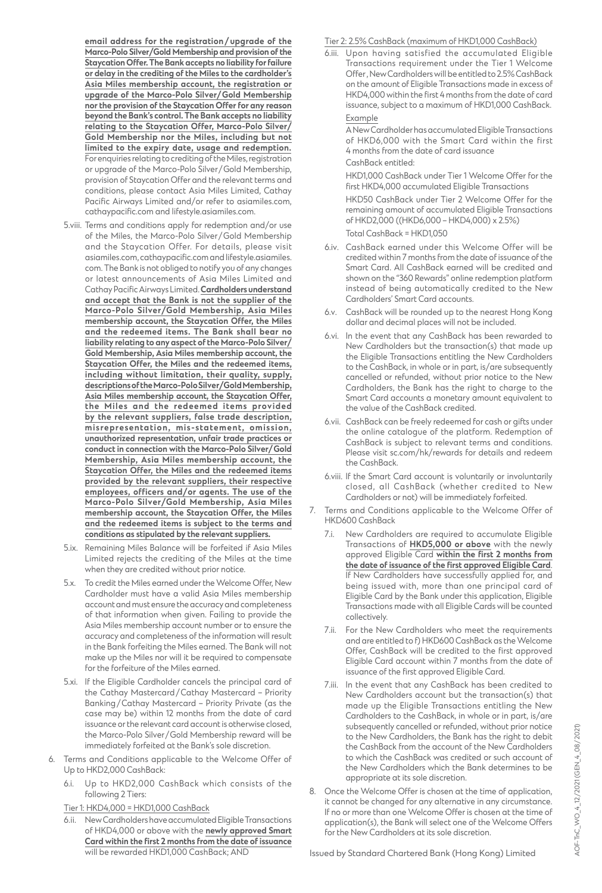**email address for the registration/upgrade of the Marco-Polo Silver/Gold Membership and provision of the Staycation Offer. The Bank accepts no liability for failure or delay in the crediting of the Miles to the cardholder's Asia Miles membership account, the registration or upgrade of the Marco-Polo Silver/Gold Membership nor the provision of the Staycation Offer for any reason beyond the Bank's control. The Bank accepts no liability relating to the Staycation Offer, Marco-Polo Silver/Gold Membership nor the Miles, including but not limited to the expiry date, usage and redemption.** For enquiries relating to crediting of the Miles, registration or upgrade of the Marco-Polo Silver/Gold Membership, provision of Staycation Offer and the relevant terms and conditions, please contact Asia Miles Limited, Cathay Pacific Airways Limited and/or refer to asiamiles.com, cathaypacific.com and lifestyle.asiamiles.com.

5.viii. Terms and conditions apply for redemption and/or use of the Miles, the Marco-Polo Silver/Gold Membership and the Staycation Offer. For details, please visit asiamiles.com, cathaypacific.com and lifestyle.asiamiles.com. The Bank is not obliged to notify you of any changes or latest announcements of Asia Miles Limited and Cathay Pacific Airways Limited. **Cardholders understand and accept that the Bank is not the supplier of the Marco-Polo Silver/Gold Membership, Asia Miles membership account, the Staycation Offer, the Miles and the redeemed items. The Bank shall bear no liability relating to any aspect of the Marco-Polo Silver/Gold Membership, Asia Miles membership account, the Staycation Offer, the Miles and the redeemed items, including without limitation, their quality, supply, descriptions of the Marco-Polo Silver/Gold Membership, Asia Miles membership account, the Staycation Offer, the Miles and the redeemed items provided by the relevant suppliers, false trade description, misrepresentation, mis-statement, omission, unauthorized representation, unfair trade practices or conduct in connection with the Marco-Polo Silver/Gold Membership, Asia Miles membership account, the Staycation Offer, the Miles and the redeemed items provided by the relevant suppliers, their respective employees, officers and/or agents. The use of the Marco-Polo Silver/Gold Membership, Asia Miles membership account, the Staycation Offer, the Miles and the redeemed items is subject to the terms and conditions as stipulated by the relevant suppliers.**

5.ix. Remaining Miles Balance will be forfeited if Asia Miles Limited rejects the crediting of the Miles at the time when they are credited without prior notice.

5.x. To credit the Miles earned under the Welcome Offer, New Cardholder must have a valid Asia Miles membership account and must ensure the accuracy and completeness of that information when given. Failing to provide the Asia Miles membership account number or to ensure the accuracy and completeness of the information will result in the Bank forfeiting the Miles earned. The Bank will not make up the Miles nor will it be required to compensate for the forfeiture of the Miles earned.

5.xi. If the Eligible Cardholder cancels the principal card of the Cathay Mastercard/Cathay Mastercard – Priority Banking/Cathay Mastercard – Priority Private (as the case may be) within 12 months from the date of card issuance or the relevant card account is otherwise closed, the Marco-Polo Silver/Gold Membership reward will be immediately forfeited at the Bank's sole discretion.

6. Terms and Conditions applicable to the Welcome Offer of Up to HKD2,000 CashBack:

6.i. Up to HKD2,000 CashBack which consists of the following 2 Tiers:

Tier 1: HKD4,000 = HKD1,000 CashBack

6.ii. New Cardholders have accumulated Eligible Transactions of HKD4,000 or above with the **newly approved Smart Card within the first 2 months from the date of issuance** will be rewarded HKD1,000 CashBack; AND

Tier 2: 2.5% CashBack (maximum of HKD1,000 CashBack)

6.iii. Upon having satisfied the accumulated Eligible Transactions requirement under the Tier 1 Welcome Offer, New Cardholders will be entitled to 2.5% CashBack on the amount of Eligible Transactions made in excess of HKD4,000 within the first 4 months from the date of card issuance, subject to a maximum of HKD1,000 CashBack.

Example

A New Cardholder has accumulated Eligible Transactions of HKD6,000 with the Smart Card within the first 4 months from the date of card issuance

CashBack entitled:

HKD1,000 CashBack under Tier 1 Welcome Offer for the first HKD4,000 accumulated Eligible Transactions

HKD50 CashBack under Tier 2 Welcome Offer for the remaining amount of accumulated Eligible Transactions of HKD2,000 ((HKD6,000 – HKD4,000) x 2.5%)

Total CashBack = HKD1,050

6.iv. CashBack earned under this Welcome Offer will be credited within 7 months from the date of issuance of the Smart Card. All CashBack earned will be credited and shown on the "360 Rewards" online redemption platform instead of being automatically credited to the New Cardholders' Smart Card accounts.

6.v. CashBack will be rounded up to the nearest Hong Kong dollar and decimal places will not be included.

6.vi. In the event that any CashBack has been rewarded to New Cardholders but the transaction(s) that made up the Eligible Transactions entitling the New Cardholders to the CashBack, in whole or in part, is/are subsequently cancelled or refunded, without prior notice to the New Cardholders, the Bank has the right to charge to the Smart Card accounts a monetary amount equivalent to the value of the CashBack credited.

6.vii. CashBack can be freely redeemed for cash or gifts under the online catalogue of the platform. Redemption of CashBack is subject to relevant terms and conditions. Please visit sc.com/hk/rewards for details and redeem the CashBack.

6.viii. If the Smart Card account is voluntarily or involuntarily closed, all CashBack (whether credited to New Cardholders or not) will be immediately forfeited.

7. Terms and Conditions applicable to the Welcome Offer of HKD600 CashBack

7.i. New Cardholders are required to accumulate Eligible Transactions of **HKD5,000 or above** with the newly approved Eligible Card **within the first 2 months from the date of issuance of the first approved Eligible Card**. If New Cardholders have successfully applied for, and being issued with, more than one principal card of Eligible Card by the Bank under this application, Eligible Transactions made with all Eligible Cards will be counted collectively.

7.ii. For the New Cardholders who meet the requirements and are entitled to f) HKD600 CashBack as the Welcome Offer, CashBack will be credited to the first approved Eligible Card account within 7 months from the date of issuance of the first approved Eligible Card.

7.iii. In the event that any CashBack has been credited to New Cardholders account but the transaction(s) that made up the Eligible Transactions entitling the New Cardholders to the CashBack, in whole or in part, is/are subsequently cancelled or refunded, without prior notice to the New Cardholders, the Bank has the right to debit the CashBack from the account of the New Cardholders to which the CashBack was credited or such account of the New Cardholders which the Bank determines to be appropriate at its sole discretion.

8. Once the Welcome Offer is chosen at the time of application, it cannot be changed for any alternative in any circumstance. If no or more than one Welcome Offer is chosen at the time of application(s), the Bank will select one of the Welcome Offers for the New Cardholders at its sole discretion.

Issued by Standard Chartered Bank (Hong Kong) Limited

AOF-TnC_WO_4_12/2021 (GEN_4_08/2021)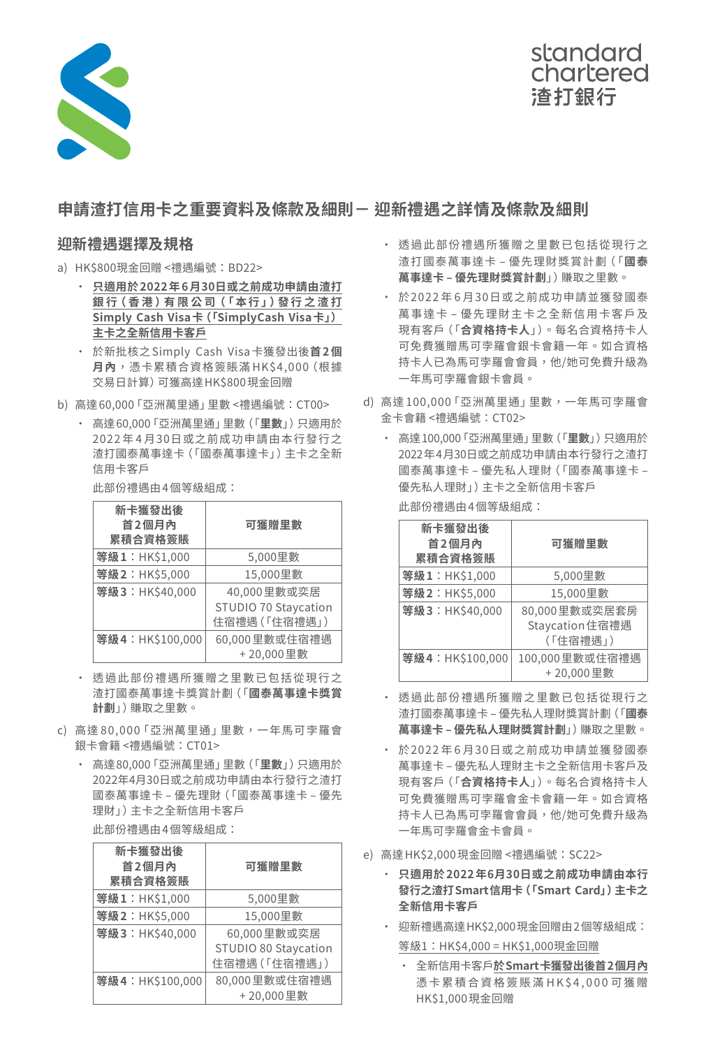## 申請渣打信用卡之重要資料及條款及細則－ 迎新禮遇之詳情及條款及細則

### 迎新禮遇選擇及規格

a) HK$800現金回贈 <禮遇編號：BD22>

- **只適用於2022年6月30日或之前成功申請由渣打銀行（香港）有限公司（「本行」）發行之渣打Simply Cash Visa卡（「SimplyCash Visa卡」）主卡之全新信用卡客戶**
- 於新批核之Simply Cash Visa卡獲發出後**首2個月內**，憑卡累積合資格簽賬滿HK$4,000（根據交易日計算）可獲高達HK$800現金回贈

b) 高達60,000「亞洲萬里通」里數 <禮遇編號：CT00>

- 高達60,000「亞洲萬里通」里數（「**里數**」）只適用於2022年4月30日或之前成功申請由本行發行之渣打國泰萬事達卡（「國泰萬事達卡」）主卡之全新信用卡客戶

  此部份禮遇由4個等級組成：

| 新卡獲發出後首2個月內累積合資格簽賬 | 可獲贈里數 |
|---|---|
| **等級1**：HK$1,000 | 5,000里數 |
| **等級2**：HK$5,000 | 15,000里數 |
| **等級3**：HK$40,000 | 40,000里數或奕居STUDIO 70 Staycation住宿禮遇（「住宿禮遇」） |
| **等級4**：HK$100,000 | 60,000里數或住宿禮遇＋20,000里數 |

- 透過此部份禮遇所獲贈之里數已包括從現行之渣打國泰萬事達卡獎賞計劃（「**國泰萬事達卡獎賞計劃**」）賺取之里數。

c) 高達80,000「亞洲萬里通」里數，一年馬可孛羅會銀卡會籍 <禮遇編號：CT01>

- 高達80,000「亞洲萬里通」里數（「**里數**」）只適用於2022年4月30日或之前成功申請由本行發行之渣打國泰萬事達卡－優先理財（「國泰萬事達卡－優先理財」）主卡之全新信用卡客戶

  此部份禮遇由4個等級組成：

| 新卡獲發出後首2個月內累積合資格簽賬 | 可獲贈里數 |
|---|---|
| **等級1**：HK$1,000 | 5,000里數 |
| **等級2**：HK$5,000 | 15,000里數 |
| **等級3**：HK$40,000 | 60,000里數或奕居STUDIO 80 Staycation住宿禮遇（「住宿禮遇」） |
| **等級4**：HK$100,000 | 80,000里數或住宿禮遇＋20,000里數 |

- 透過此部份禮遇所獲贈之里數已包括從現行之渣打國泰萬事達卡－優先理財獎賞計劃（「**國泰萬事達卡－優先理財獎賞計劃**」）賺取之里數。
- 於2022年6月30日或之前成功申請並獲發國泰萬事達卡－優先理財主卡之全新信用卡客戶及現有客戶（「**合資格持卡人**」）。每名合資格持卡人可免費獲贈馬可孛羅會銀卡會籍一年。如合資格持卡人已為馬可孛羅會會員，他/她可免費升級為一年馬可孛羅會銀卡會員。

d) 高達100,000「亞洲萬里通」里數，一年馬可孛羅會金卡會籍 <禮遇編號：CT02>

- 高達100,000「亞洲萬里通」里數（「**里數**」）只適用於2022年4月30日或之前成功申請由本行發行之渣打國泰萬事達卡－優先私人理財（「國泰萬事達卡－優先私人理財」）主卡之全新信用卡客戶

  此部份禮遇由4個等級組成：

| 新卡獲發出後首2個月內累積合資格簽賬 | 可獲贈里數 |
|---|---|
| **等級1**：HK$1,000 | 5,000里數 |
| **等級2**：HK$5,000 | 15,000里數 |
| **等級3**：HK$40,000 | 80,000里數或奕居套房Staycation住宿禮遇（「住宿禮遇」） |
| **等級4**：HK$100,000 | 100,000里數或住宿禮遇＋20,000里數 |

- 透過此部份禮遇所獲贈之里數已包括從現行之渣打國泰萬事達卡－優先私人理財獎賞計劃（「**國泰萬事達卡－優先私人理財獎賞計劃**」）賺取之里數。
- 於2022年4月30日或之前成功申請並獲發國泰萬事達卡－優先私人理財主卡之全新信用卡客戶及現有客戶（「**合資格持卡人**」）。每名合資格持卡人可免費獲贈馬可孛羅會金卡會籍一年。如合資格持卡人已為馬可孛羅會會員，他/她可免費升級為一年馬可孛羅會金卡會員。

e) 高達HK$2,000現金回贈 <禮遇編號：SC22>

- **只適用於2022年6月30日或之前成功申請由本行發行之渣打Smart信用卡（「Smart Card」）主卡之全新信用卡客戶**
- 迎新禮遇高達HK$2,000現金回贈由2個等級組成：

  等級1：HK$4,000 = HK$1,000現金回贈

  - 全新信用卡客戶**於Smart卡獲發出後首2個月內**憑卡累積合資格簽賬滿HK$4,000可獲贈HK$1,000現金回贈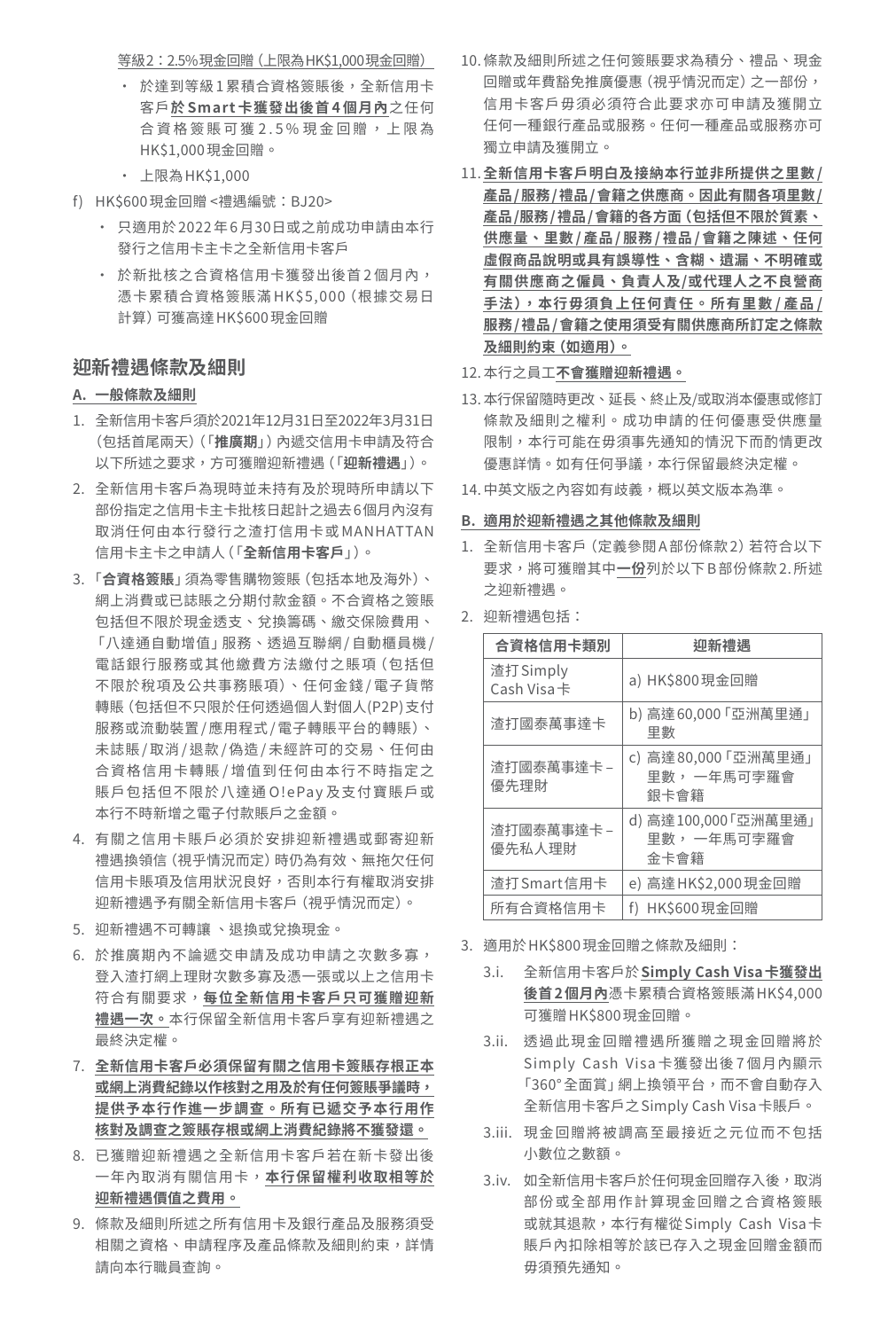等級2：2.5%現金回贈（上限為HK$1,000現金回贈）

- 於達到等級1累積合資格簽賬後，全新信用卡客戶**於Smart卡獲發出後首4個月內**之任何合資格簽賬可獲2.5%現金回贈，上限為HK$1,000現金回贈。
- 上限為HK$1,000

f) HK$600現金回贈 <禮遇編號：BJ20>

- 只適用於2022年6月30日或之前成功申請由本行發行之信用卡主卡之全新信用卡客戶
- 於新批核之合資格信用卡獲發出後首2個月內，憑卡累積合資格簽賬滿HK$5,000（根據交易日計算）可獲高達HK$600現金回贈

## 迎新禮遇條款及細則

### A. 一般條款及細則

1. 全新信用卡客戶須於2021年12月31日至2022年3月31日（包括首尾兩天）（「**推廣期**」）內遞交信用卡申請及符合以下所述之要求，方可獲贈迎新禮遇（「**迎新禮遇**」）。
2. 全新信用卡客戶為現時並未持有及於現時所申請以下部份指定之信用卡主卡批核日起計之過去6個月內沒有取消任何由本行發行之渣打信用卡或MANHATTAN信用卡主卡之申請人（「**全新信用卡客戶**」）。
3. 「**合資格簽賬**」須為零售購物簽賬（包括本地及海外）、網上消費或已誌賬之分期付款金額。不合資格之簽賬包括但不限於現金透支、兌換籌碼、繳交保險費用、「八達通自動增值」服務、透過互聯網/自動櫃員機/電話銀行服務或其他繳費方法繳付之賬項（包括但不限於稅項及公共事務賬項）、任何金錢/電子貨幣轉賬（包括但不只限於任何透過個人對個人(P2P)支付服務或流動裝置/應用程式/電子轉賬平台的轉賬）、未誌賬/取消/退款/偽造/未經許可的交易、任何由合資格信用卡轉賬/增值到任何由本行不時指定之賬戶包括但不限於八達通O!ePay及支付寶賬戶或本行不時新增之電子付款賬戶之金額。
4. 有關之信用卡賬戶必須於安排迎新禮遇或郵寄迎新禮遇換領信（視乎情況而定）時仍為有效、無拖欠任何信用卡賬項及信用狀況良好，否則本行有權取消安排迎新禮遇予有關全新信用卡客戶（視乎情況而定）。
5. 迎新禮遇不可轉讓 、退換或兌換現金。
6. 於推廣期內不論遞交申請及成功申請之次數多寡，登入渣打網上理財次數多寡及憑一張或以上之信用卡符合有關要求，**每位全新信用卡客戶只可獲贈迎新禮遇一次。**本行保留全新信用卡客戶享有迎新禮遇之最終決定權。
7. **全新信用卡客戶必須保留有關之信用卡簽賬存根正本或網上消費紀錄以作核對之用及於有任何簽賬爭議時，提供予本行作進一步調查。所有已遞交予本行用作核對及調查之簽賬存根或網上消費紀錄將不獲發還。**
8. 已獲贈迎新禮遇之全新信用卡客戶若在新卡發出後一年內取消有關信用卡，**本行保留權利收取相等於迎新禮遇價值之費用。**
9. 條款及細則所述之所有信用卡及銀行產品及服務須受相關之資格、申請程序及產品條款及細則約束，詳情請向本行職員查詢。
10. 條款及細則所述之任何簽賬要求為積分、禮品、現金回贈或年費豁免推廣優惠（視乎情況而定）之一部份，信用卡客戶毋須必須符合此要求亦可申請及獲開立任何一種銀行產品或服務。任何一種產品或服務亦可獨立申請及獲開立。
11. **全新信用卡客戶明白及接納本行並非所提供之里數/產品/服務/禮品/會籍之供應商。因此有關各項里數/產品/服務/禮品/會籍的各方面（包括但不限於質素、供應量、里數/產品/服務/禮品/會籍之陳述、任何虛假商品說明或具有誤導性、含糊、遺漏、不明確或有關供應商之僱員、負責人及/或代理人之不良營商手法），本行毋須負上任何責任。所有里數/產品/服務/禮品/會籍之使用須受有關供應商所訂定之條款及細則約束（如適用）。**
12. 本行之員工**不會獲贈迎新禮遇。**
13. 本行保留隨時更改、延長、終止及/或取消本優惠或修訂條款及細則之權利。成功申請的任何優惠受供應量限制，本行可能在毋須事先通知的情況下而酌情更改優惠詳情。如有任何爭議，本行保留最終決定權。
14. 中英文版之內容如有歧義，概以英文版本為準。

### B. 適用於迎新禮遇之其他條款及細則

1. 全新信用卡客戶（定義參閱A部份條款2）若符合以下要求，將可獲贈其中**一份**列於以下B部份條款2.所述之迎新禮遇。
2. 迎新禮遇包括：

| 合資格信用卡類別 | 迎新禮遇 |
|---|---|
| 渣打Simply Cash Visa卡 | a) HK$800現金回贈 |
| 渣打國泰萬事達卡 | b) 高達60,000「亞洲萬里通」里數 |
| 渣打國泰萬事達卡 – 優先理財 | c) 高達80,000「亞洲萬里通」里數，一年馬可孛羅會銀卡會籍 |
| 渣打國泰萬事達卡 – 優先私人理財 | d) 高達100,000「亞洲萬里通」里數，一年馬可孛羅會金卡會籍 |
| 渣打Smart信用卡 | e) 高達HK$2,000現金回贈 |
| 所有合資格信用卡 | f) HK$600現金回贈 |

3. 適用於HK$800現金回贈之條款及細則：

   3.i. 全新信用卡客戶於**Simply Cash Visa卡獲發出後首2個月內**憑卡累積合資格簽賬滿HK$4,000可獲贈HK$800現金回贈。

   3.ii. 透過此現金回贈禮遇所獲贈之現金回贈將於Simply Cash Visa卡獲發出後7個月內顯示「360°全面賞」網上換領平台，而不會自動存入全新信用卡客戶之Simply Cash Visa卡賬戶。

   3.iii. 現金回贈將被調高至最接近之元位而不包括小數位之數額。

   3.iv. 如全新信用卡客戶於任何現金回贈存入後，取消部份或全部用作計算現金回贈之合資格簽賬或就其退款，本行有權從Simply Cash Visa卡賬戶內扣除相等於該已存入之現金回贈金額而毋須預先通知。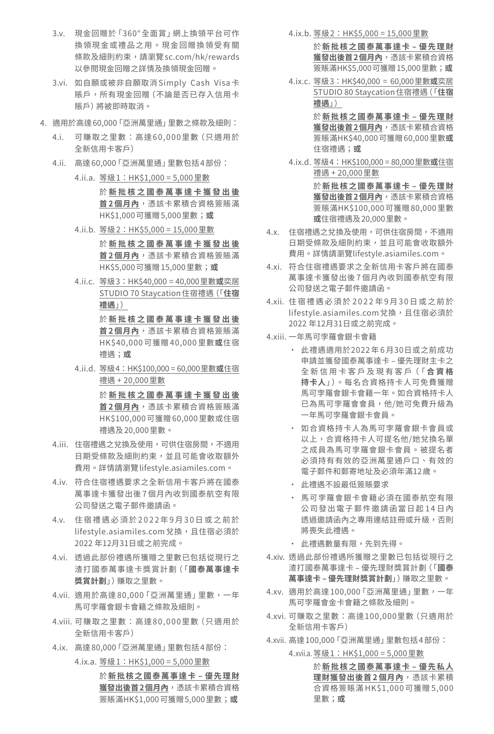3.v. 現金回贈於「360° 全面賞」網上換領平台可作換領現金或禮品之用。現金回贈換領受有關條款及細則約束，請瀏覽sc.com/hk/rewards以參閱現金回贈之詳情及換領現金回贈。

3.vi. 如自願或被非自願取消Simply Cash Visa卡賬戶，所有現金回贈（不論是否已存入信用卡賬戶）將被即時取消。

4. 適用於高達60,000「亞洲萬里通」里數之條款及細則：

4.i. 可賺取之里數：高達60,000里數（只適用於全新信用卡客戶）

4.ii. 高達60,000「亞洲萬里通」里數包括4部份：

4.ii.a. 等級1：HK$1,000 = 5,000里數

於**新批核之國泰萬事達卡獲發出後首2個月內**，憑該卡累積合資格簽賬滿HK$1,000可獲贈5,000里數；**或**

4.ii.b. 等級2：HK$5,000 = 15,000里數

於**新批核之國泰萬事達卡獲發出後首2個月內**，憑該卡累積合資格簽賬滿HK$5,000可獲贈15,000里數；**或**

4.ii.c. 等級3：HK$40,000 = 40,000里數**或**奕居STUDIO 70 Staycation住宿禮遇（「**住宿禮遇**」）

於**新批核之國泰萬事達卡獲發出後首2個月內**，憑該卡累積合資格簽賬滿HK$40,000可獲贈40,000里數**或**住宿禮遇；**或**

4.ii.d. 等級4：HK$100,000 = 60,000里數**或**住宿禮遇 + 20,000里數

於**新批核之國泰萬事達卡獲發出後首2個月內**，憑該卡累積合資格簽賬滿HK$100,000可獲贈60,000里數或住宿禮遇及20,000里數。

4.iii. 住宿禮遇之兌換及使用，可供住宿房間，不適用日期受條款及細則約束，並且可能會收取額外費用。詳情請瀏覽lifestyle.asiamiles.com。

4.iv. 符合住宿禮遇要求之全新信用卡客戶將在國泰萬事達卡獲發出後7個月內收到國泰航空有限公司發送之電子郵件邀請函。

4.v. 住宿禮遇必須於2022年9月30日或之前於lifestyle.asiamiles.com兌換，且住宿必須於2022 年12月31日或之前完成。

4.vi. 透過此部份禮遇所獲贈之里數已包括從現行之渣打國泰萬事達卡獎賞計劃（「**國泰萬事達卡獎賞計劃**」）賺取之里數。

4.vii. 適用於高達80,000「亞洲萬里通」里數，一年馬可孛羅會銀卡會籍之條款及細則。

4.viii. 可賺取之里數：高達80,000里數（只適用於全新信用卡客戶）

4.ix. 高達80,000「亞洲萬里通」里數包括4部份：

4.ix.a. 等級1：HK$1,000 = 5,000里數

於**新批核之國泰萬事達卡 – 優先理財獲發出後首2個月內**，憑該卡累積合資格簽賬滿HK$1,000可獲贈5,000里數；**或**

4.ix.b. 等級2：HK$5,000 = 15,000里數

於**新批核之國泰萬事達卡 – 優先理財獲發出後首2個月內**，憑該卡累積合資格簽賬滿HK$5,000可獲贈15,000里數；**或**

4.ix.c. 等級3：HK$40,000 = 60,000里數**或**奕居STUDIO 80 Staycation住宿禮遇（「**住宿禮遇**」）

於**新批核之國泰萬事達卡 – 優先理財獲發出後首2個月內**，憑該卡累積合資格簽賬滿HK$40,000可獲贈60,000里數**或**住宿禮遇；**或**

4.ix.d. 等級4：HK$100,000 = 80,000里數**或**住宿禮遇 + 20,000里數

於**新批核之國泰萬事達卡 – 優先理財獲發出後首2個月內**，憑該卡累積合資格簽賬滿HK$100,000可獲贈80,000里數**或**住宿禮遇及20,000里數。

4.x. 住宿禮遇之兌換及使用，可供住宿房間，不適用日期受條款及細則約束，並且可能會收取額外費用。詳情請瀏覽lifestyle.asiamiles.com。

4.xi. 符合住宿禮遇要求之全新信用卡客戶將在國泰萬事達卡獲發出後7個月內收到國泰航空有限公司發送之電子郵件邀請函。

4.xii. 住宿禮遇必須於2022年9月30日或之前於lifestyle.asiamiles.com兌換，且住宿必須於2022 年12月31日或之前完成。

4.xiii. 一年馬可孛羅會銀卡會籍

- 此禮遇適用於2022年6月30日或之前成功申請並獲發國泰萬事達卡 – 優先理財主卡之全新信用卡客戶及現有客戶（「**合資格持卡人**」）。每名合資格持卡人可免費獲贈馬可孛羅會銀卡會籍一年。如合資格持卡人已為馬可孛羅會會員，他/她可免費升級為一年馬可孛羅會銀卡會員。
- 如合資格持卡人為馬可孛羅會銀卡會員或以上，合資格持卡人可提名他/她兌換名單之成員為馬可孛羅會銀卡會員。被提名者必須持有有效的亞洲萬里通戶口、有效的電子郵件和郵寄地址及必須年滿12歲。
- 此禮遇不設最低簽賬要求
- 馬可孛羅會銀卡會籍必須在國泰航空有限公司發出電子郵件邀請函當日起14日內透過邀請函內之專用連結註冊或升級，否則將喪失此禮遇。
- 此禮遇數量有限，先到先得。

4.xiv. 透過此部份禮遇所獲贈之里數已包括從現行之渣打國泰萬事達卡 – 優先理財獎賞計劃（「**國泰萬事達卡 – 優先理財獎賞計劃**」）賺取之里數。

4.xv. 適用於高達100,000「亞洲萬里通」里數，一年馬可孛羅會金卡會籍之條款及細則。

4.xvi. 可賺取之里數：高達100,000里數（只適用於全新信用卡客戶）

4.xvii. 高達100,000「亞洲萬里通」里數包括4部份：

4.xvii.a. 等級1：HK$1,000 = 5,000里數

於**新批核之國泰萬事達卡 – 優先私人理財獲發出後首2個月內**，憑該卡累積合資格簽賬滿HK$1,000可獲贈5,000里數；**或**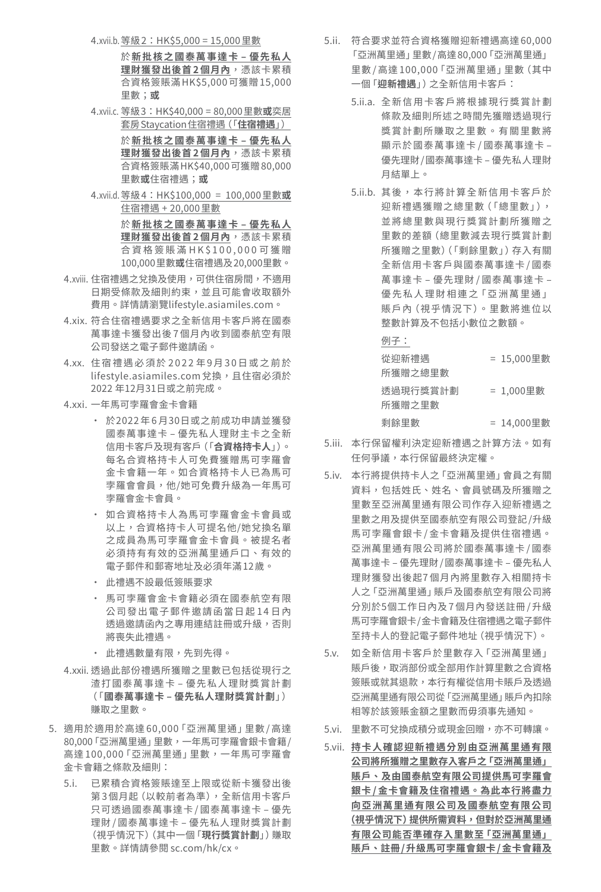4.xvii.b. 等級2：HK$5,000 = 15,000里數

於**新批核之國泰萬事達卡－優先私人理財獲發出後首2個月內**，憑該卡累積合資格簽賬滿HK$5,000可獲贈15,000里數；**或**

4.xvii.c. 等級3：HK$40,000 = 80,000里數**或**奕居套房Staycation住宿禮遇（「**住宿禮遇**」）

於**新批核之國泰萬事達卡－優先私人理財獲發出後首2個月內**，憑該卡累積合資格簽賬滿HK$40,000可獲贈80,000里數**或**住宿禮遇；**或**

4.xvii.d. 等級4：HK$100,000 = 100,000里數**或**住宿禮遇 + 20,000里數

於**新批核之國泰萬事達卡－優先私人理財獲發出後首2個月內**，憑該卡累積合資格簽賬滿HK$100,000可獲贈100,000里數**或**住宿禮遇及20,000里數。

4.xviii. 住宿禮遇之兌換及使用，可供住宿房間，不適用日期受條款及細則約束，並且可能會收取額外費用。詳情請瀏覽lifestyle.asiamiles.com。

4.xix. 符合住宿禮遇要求之全新信用卡客戶將在國泰萬事達卡獲發出後7個月內收到國泰航空有限公司發送之電子郵件邀請函。

4.xx. 住宿禮遇必須於2022年9月30日或之前於lifestyle.asiamiles.com兌換，且住宿必須於2022年12月31日或之前完成。

4.xxi. 一年馬可孛羅會金卡會籍

- 於2022年6月30日或之前成功申請並獲發國泰萬事達卡－優先私人理財主卡之全新信用卡客戶及現有客戶（「**合資格持卡人**」）。每名合資格持卡人可免費獲贈馬可孛羅會金卡會籍一年。如合資格持卡人已為馬可孛羅會會員，他/她可免費升級為一年馬可孛羅會金卡會員。
- 如合資格持卡人為馬可孛羅會金卡會員或以上，合資格持卡人可提名他/她兌換名單之成員為馬可孛羅會金卡會員。被提名者必須持有有效的亞洲萬里通戶口、有效的電子郵件和郵寄地址及必須年滿12歲。
- 此禮遇不設最低簽賬要求
- 馬可孛羅會金卡會籍必須在國泰航空有限公司發出電子郵件邀請函當日起14日內透過邀請函內之專用連結註冊或升級，否則將喪失此禮遇。
- 此禮遇數量有限，先到先得。

4.xxii. 透過此部份禮遇所獲贈之里數已包括從現行之渣打國泰萬事達卡－優先私人理財獎賞計劃（「**國泰萬事達卡－優先私人理財獎賞計劃**」）賺取之里數。

5. 適用於適用於高達60,000「亞洲萬里通」里數/高達80,000「亞洲萬里通」里數，一年馬可孛羅會銀卡會籍/高達100,000「亞洲萬里通」里數，一年馬可孛羅會金卡會籍之條款及細則：

5.i. 已累積合資格簽賬達至上限或從新卡獲發出後第3個月起（以較前者為準），全新信用卡客戶只可透過國泰萬事達卡/國泰萬事達卡－優先理財/國泰萬事達卡－優先私人理財獎賞計劃（視乎情況下）（其中一個「**現行獎賞計劃**」）賺取里數。詳情請參閱 sc.com/hk/cx。

5.ii. 符合要求並符合資格獲贈迎新禮遇高達60,000「亞洲萬里通」里數/高達80,000「亞洲萬里通」里數/高達100,000「亞洲萬里通」里數（其中一個「**迎新禮遇**」）之全新信用卡客戶：

5.ii.a. 全新信用卡客戶將根據現行獎賞計劃條款及細則所述之時間先獲贈透過現行獎賞計劃所賺取之里數。有關里數將顯示於國泰萬事達卡/國泰萬事達卡－優先理財/國泰萬事達卡－優先私人理財月結單上。

5.ii.b. 其後，本行將計算全新信用卡客戶於迎新禮遇獲贈之總里數（「總里數」），並將總里數與現行獎賞計劃所獲贈之里數的差額（總里數減去現行獎賞計劃所獲贈之里數）（「剩餘里數」）存入有關全新信用卡客戶與國泰萬事達卡/國泰萬事達卡－優先理財/國泰萬事達卡－優先私人理財相連之「亞洲萬里通」賬戶內（視乎情況下）。里數將進位以整數計算及不包括小數位之數額。

例子：

| | |
|---|---|
| 從迎新禮遇所獲贈之總里數 | = 15,000里數 |
| 透過現行獎賞計劃所獲贈之里數 | = 1,000里數 |
| 剩餘里數 | = 14,000里數 |

5.iii. 本行保留權利決定迎新禮遇之計算方法。如有任何爭議，本行保留最終決定權。

5.iv. 本行將提供持卡人之「亞洲萬里通」會員之有關資料，包括姓氏、姓名、會員號碼及所獲贈之里數至亞洲萬里通有限公司作存入迎新禮遇之里數之用及提供至國泰航空有限公司登記/升級馬可孛羅會銀卡/金卡會籍及提供住宿禮遇。亞洲萬里通有限公司將於國泰萬事達卡/國泰萬事達卡－優先理財/國泰萬事達卡－優先私人理財獲發出後起7個月內將里數存入相關持卡人之「亞洲萬里通」賬戶及國泰航空有限公司將分別於5個工作日內及7個月內發送註冊/升級馬可孛羅會銀卡/金卡會籍及住宿禮遇之電子郵件至持卡人的登記電子郵件地址（視乎情況下）。

5.v. 如全新信用卡客戶於里數存入「亞洲萬里通」賬戶後，取消部份或全部用作計算里數之合資格簽賬或就其退款，本行有權從信用卡賬戶及透過亞洲萬里通有限公司從「亞洲萬里通」賬戶內扣除相等於該簽賬金額之里數而毋須事先通知。

5.vi. 里數不可兌換成積分或現金回贈，亦不可轉讓。

5.vii. **持卡人確認迎新禮遇分別由亞洲萬里通有限公司將所獲贈之里數存入客戶之「亞洲萬里通」賬戶、及由國泰航空有限公司提供馬可孛羅會銀卡/金卡會籍及住宿禮遇。為此本行將盡力向亞洲萬里通有限公司及國泰航空有限公司(視乎情況下)提供所需資料，但對於亞洲萬里通有限公司能否準確存入里數至「亞洲萬里通」賬戶、註冊/升級馬可孛羅會銀卡/金卡會籍及**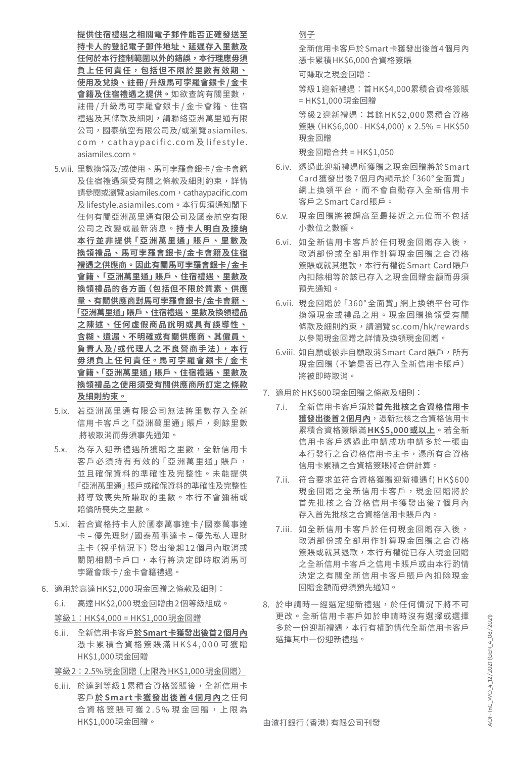**提供住宿禮遇之相關電子郵件能否正確發送至持卡人的登記電子郵件地址、延遲存入里數及任何於本行控制範圍以外的錯誤，本行理應毋須負上任何責任，包括但不限於里數有效期、使用及兌換、註冊/升級馬可孛羅會銀卡/金卡會籍及住宿禮遇之提供。**如欲查詢有關里數，註冊/升級馬可孛羅會銀卡/金卡會籍、住宿禮遇及其條款及細則，請聯絡亞洲萬里通有限公司，國泰航空有限公司及/或瀏覽asiamiles.com，cathaypacific.com及lifestyle.asiamiles.com。

5.viii. 里數換領及/或使用、馬可孛羅會銀卡/金卡會籍及住宿禮遇須受有關之條款及細則約束，詳情請參閱或瀏覽asiamiles.com，cathaypacific.com及lifestyle.asiamiles.com。本行毋須通知閣下任何有關亞洲萬里通有限公司及國泰航空有限公司之改變或最新消息。**持卡人明白及接納本行並非提供「亞洲萬里通」賬戶、里數及換領禮品、馬可孛羅會銀卡/金卡會籍及住宿禮遇之供應商。因此有關馬可孛羅會銀卡/金卡會籍、「亞洲萬里通」賬戶、住宿禮遇、里數及換領禮品的各方面（包括但不限於質素、供應量、有關供應商對馬可孛羅會銀卡/金卡會籍、「亞洲萬里通」賬戶、住宿禮遇、里數及換領禮品之陳述、任何虛假商品說明或具有誤導性、含糊、遺漏、不明確或有關供應商、其僱員、負責人及/或代理人之不良營商手法），本行毋須負上任何責任。馬可孛羅會銀卡/金卡會籍、「亞洲萬里通」賬戶、住宿禮遇、里數及換領禮品之使用須受有關供應商所訂定之條款及細則約束。**

5.ix. 若亞洲萬里通有限公司無法將里數存入全新信用卡客戶之「亞洲萬里通」賬戶，剩餘里數將被取消而毋須事先通知。

5.x. 為存入迎新禮遇所獲贈之里數，全新信用卡客戶必須持有有效的「亞洲萬里通」賬戶，並且確保資料的準確性及完整性。未能提供「亞洲萬里通」賬戶或確保資料的準確性及完整性將導致喪失所賺取的里數。本行不會彌補或賠償所喪失之里數。

5.xi. 若合資格持卡人於國泰萬事達卡/國泰萬事達卡 – 優先理財/國泰萬事達卡 – 優先私人理財主卡（視乎情況下）發出後起12個月內取消或關閉相關卡戶口，本行將決定即時取消馬可孛羅會銀卡/金卡會籍禮遇。

6. 適用於高達HK$2,000現金回贈之條款及細則：

6.i. 高達HK$2,000現金回贈由2個等級組成。

等級1：HK$4,000 = HK$1,000現金回贈

6.ii. 全新信用卡客戶**於Smart卡獲發出後首2個月內**憑卡累積合資格簽賬滿HK$4,000可獲贈HK$1,000現金回贈

等級2：2.5%現金回贈（上限為HK$1,000現金回贈）

6.iii. 於達到等級1累積合資格簽賬後，全新信用卡客戶**於Smart卡獲發出後首4個月內**之任何合資格簽賬可獲2.5%現金回贈，上限為HK$1,000現金回贈。

例子

全新信用卡客戶於Smart卡獲發出後首4個月內憑卡累積HK$6,000合資格簽賬

可賺取之現金回贈：

等級1迎新禮遇：首HK$4,000累積合資格簽賬 = HK$1,000現金回贈

等級2迎新禮遇：其餘HK$2,000累積合資格簽賬（HK$6,000 - HK$4,000）x 2.5% = HK$50現金回贈

現金回贈合共 = HK$1,050

6.iv. 透過此迎新禮遇所獲贈之現金回贈將於Smart Card獲發出後7個月內顯示於「360°全面賞」網上換領平台，而不會自動存入全新信用卡客戶之Smart Card賬戶。

6.v. 現金回贈將被調高至最接近之元位而不包括小數位之數額。

6.vi. 如全新信用卡客戶於任何現金回贈存入後，取消部份或全部用作計算現金回贈之合資格簽賬或就其退款，本行有權從Smart Card賬戶內扣除相等於該已存入之現金回贈金額而毋須預先通知。

6.vii. 現金回贈於「360°全面賞」網上換領平台可作換領現金或禮品之用。現金回贈換領受有關條款及細則約束，請瀏覽sc.com/hk/rewards以參閱現金回贈之詳情及換領現金回贈。

6.viii. 如自願或被非自願取消Smart Card賬戶，所有現金回贈（不論是否已存入全新信用卡賬戶）將被即時取消。

7. 適用於HK$600現金回贈之條款及細則：

7.i. 全新信用卡客戶須於**首先批核之合資格信用卡獲發出後首2個月內**，憑新批核之合資格信用卡累積合資格簽賬滿**HK$5,000或以上**。若全新信用卡客戶透過此申請成功申請多於一張由本行發行之合資格信用卡主卡，憑所有合資格信用卡累積之合資格簽賬將合併計算。

7.ii. 符合要求並符合資格獲贈迎新禮遇f) HK$600現金回贈之全新信用卡客戶，現金回贈將於首先批核之合資格信用卡獲發出後7個月內存入首先批核之合資格信用卡賬戶內。

7.iii. 如全新信用卡客戶於任何現金回贈存入後，取消部份或全部用作計算現金回贈之合資格簽賬或就其退款，本行有權從已存入現金回贈之全新信用卡客戶之信用卡賬戶或由本行酌情決定之有關全新信用卡客戶賬戶內扣除現金回贈金額而毋須預先通知。

8. 於申請時一經選定迎新禮遇，於任何情況下將不可更改。全新信用卡客戶如於申請時沒有選擇或選擇多於一份迎新禮遇，本行有權酌情代全新信用卡客戶選擇其中一份迎新禮遇。

由渣打銀行（香港）有限公司刊發

AOF-TnC_WO_4_12/2021(GEN_4_08/2021)